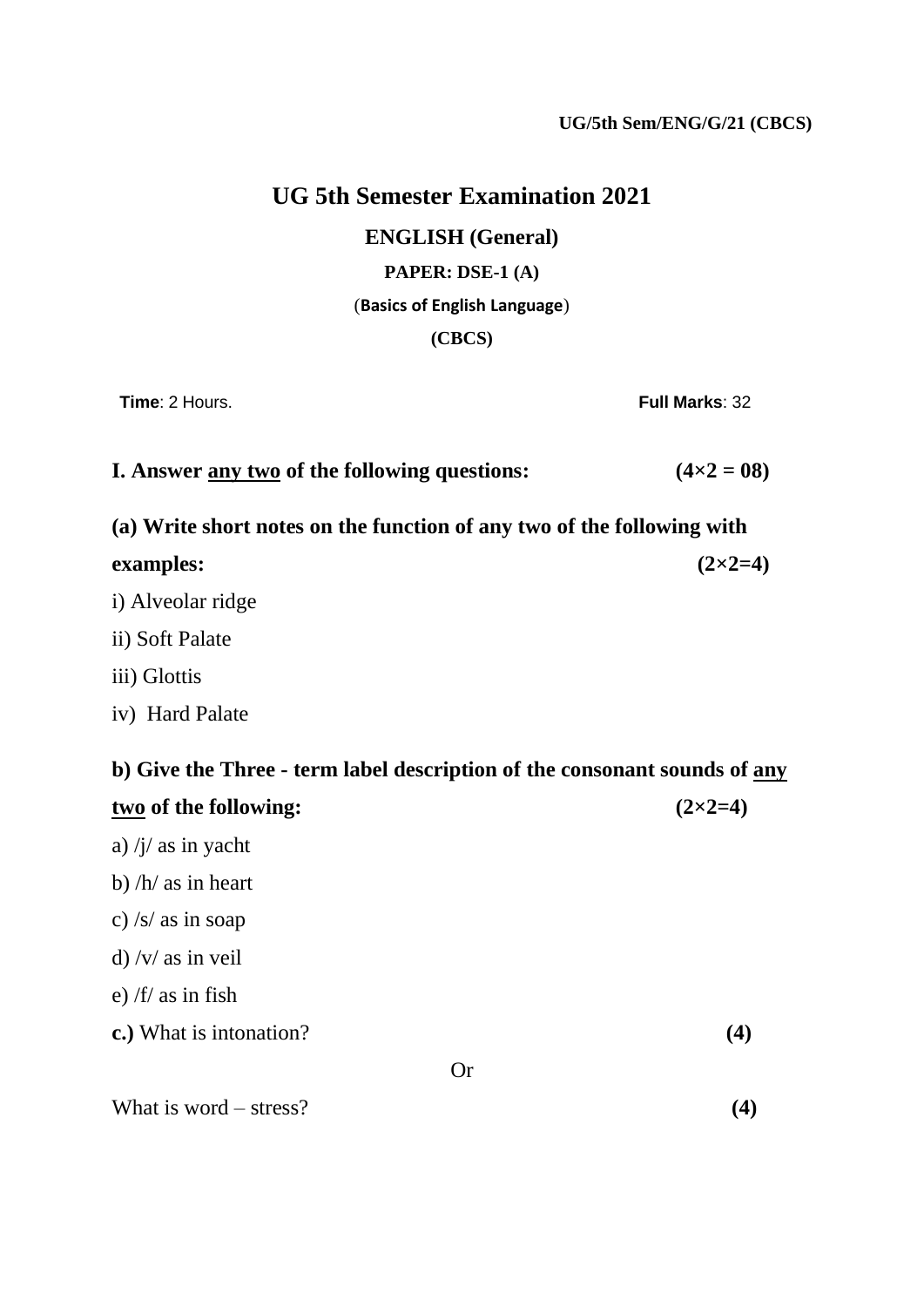**UG/5th Sem/ENG/G/21 (CBCS)**

# UG 5th Semester Examination 2021

## ENGLISH (General)

### PAPER: DSE-1 (A)

(**Basics of English Language**)

**(CBCS)**

**Time**: 2 Hours. **Full Marks**: 32

**I. Answer <u>any two</u> of the following questions: (4×2 = 08)**

**(a) Write short notes on the function of any two of the following with examples: (2×2=4)**

i) Alveolar ridge

ii) Soft Palate

iii) Glottis

iv) Hard Palate

**b) Give the Three - term label description of the consonant sounds of <u>any two</u> of the following: (2×2=4)**

a) /j/ as in yacht

b) /h/ as in heart

c) /s/ as in soap

d) /v/ as in veil

e) /f/ as in fish

**c.)** What is intonation? **(4)**

Or

What is word – stress? **(4)**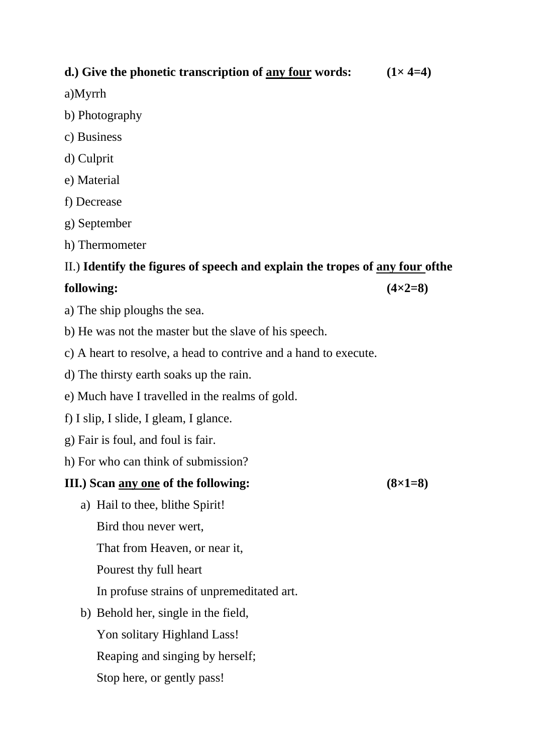**d.) Give the phonetic transcription of <u>any four</u> words: (1× 4=4)**

a)Myrrh

b) Photography

c) Business

d) Culprit

e) Material

f) Decrease

g) September

h) Thermometer

II.) **Identify the figures of speech and explain the tropes of <u>any four</u> ofthe following: (4×2=8)**

a) The ship ploughs the sea.

b) He was not the master but the slave of his speech.

c) A heart to resolve, a head to contrive and a hand to execute.

d) The thirsty earth soaks up the rain.

e) Much have I travelled in the realms of gold.

f) I slip, I slide, I gleam, I glance.

g) Fair is foul, and foul is fair.

h) For who can think of submission?

**III.) Scan <u>any one</u> of the following: (8×1=8)**

a) Hail to thee, blithe Spirit!
   Bird thou never wert,
   That from Heaven, or near it,
   Pourest thy full heart
   In profuse strains of unpremeditated art.

b) Behold her, single in the field,
   Yon solitary Highland Lass!
   Reaping and singing by herself;
   Stop here, or gently pass!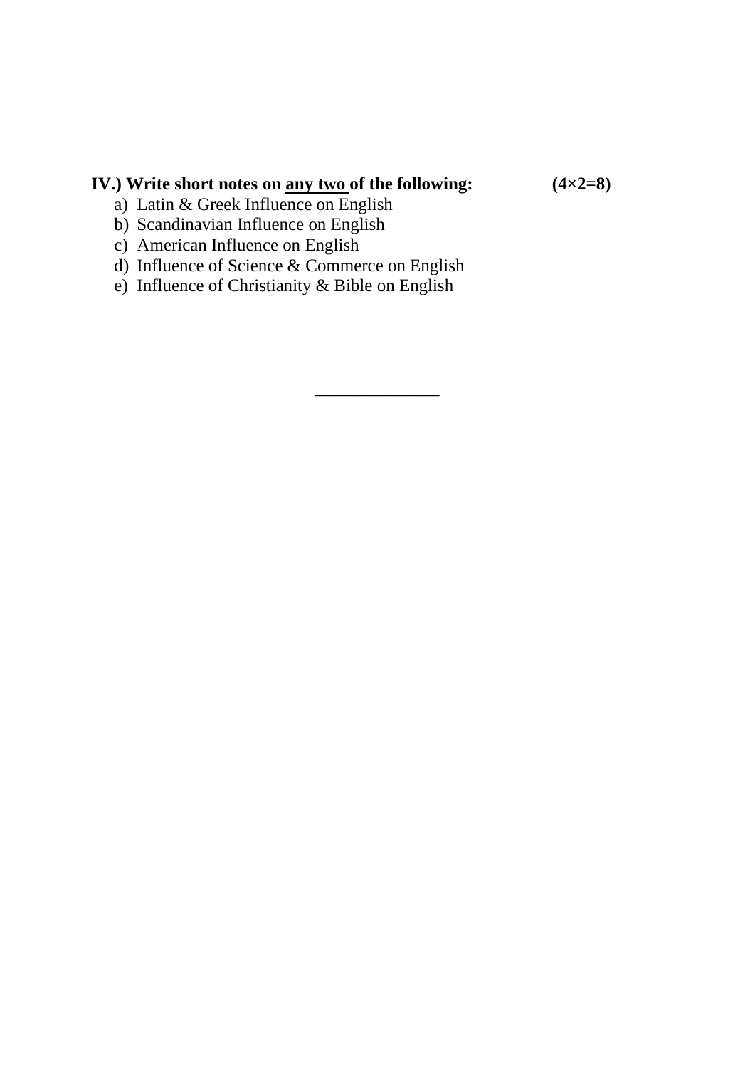**IV.) Write short notes on <u>any two</u> of the following: (4×2=8)**

a) Latin & Greek Influence on English
b) Scandinavian Influence on English
c) American Influence on English
d) Influence of Science & Commerce on English
e) Influence of Christianity & Bible on English

______________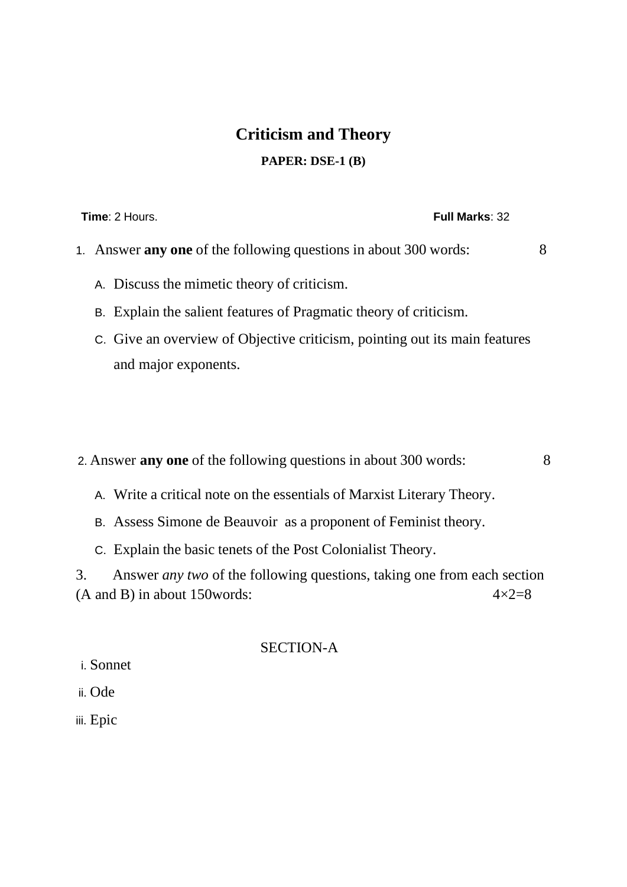# Criticism and Theory

**PAPER: DSE-1 (B)**

**Time**: 2 Hours. **Full Marks**: 32

1. Answer **any one** of the following questions in about 300 words: 8

   A. Discuss the mimetic theory of criticism.

   B. Explain the salient features of Pragmatic theory of criticism.

   C. Give an overview of Objective criticism, pointing out its main features and major exponents.

2. Answer **any one** of the following questions in about 300 words: 8

   A. Write a critical note on the essentials of Marxist Literary Theory.

   B. Assess Simone de Beauvoir as a proponent of Feminist theory.

   C. Explain the basic tenets of the Post Colonialist Theory.

3. Answer *any two* of the following questions, taking one from each section (A and B) in about 150words: 4×2=8

SECTION-A

i. Sonnet

ii. Ode

iii. Epic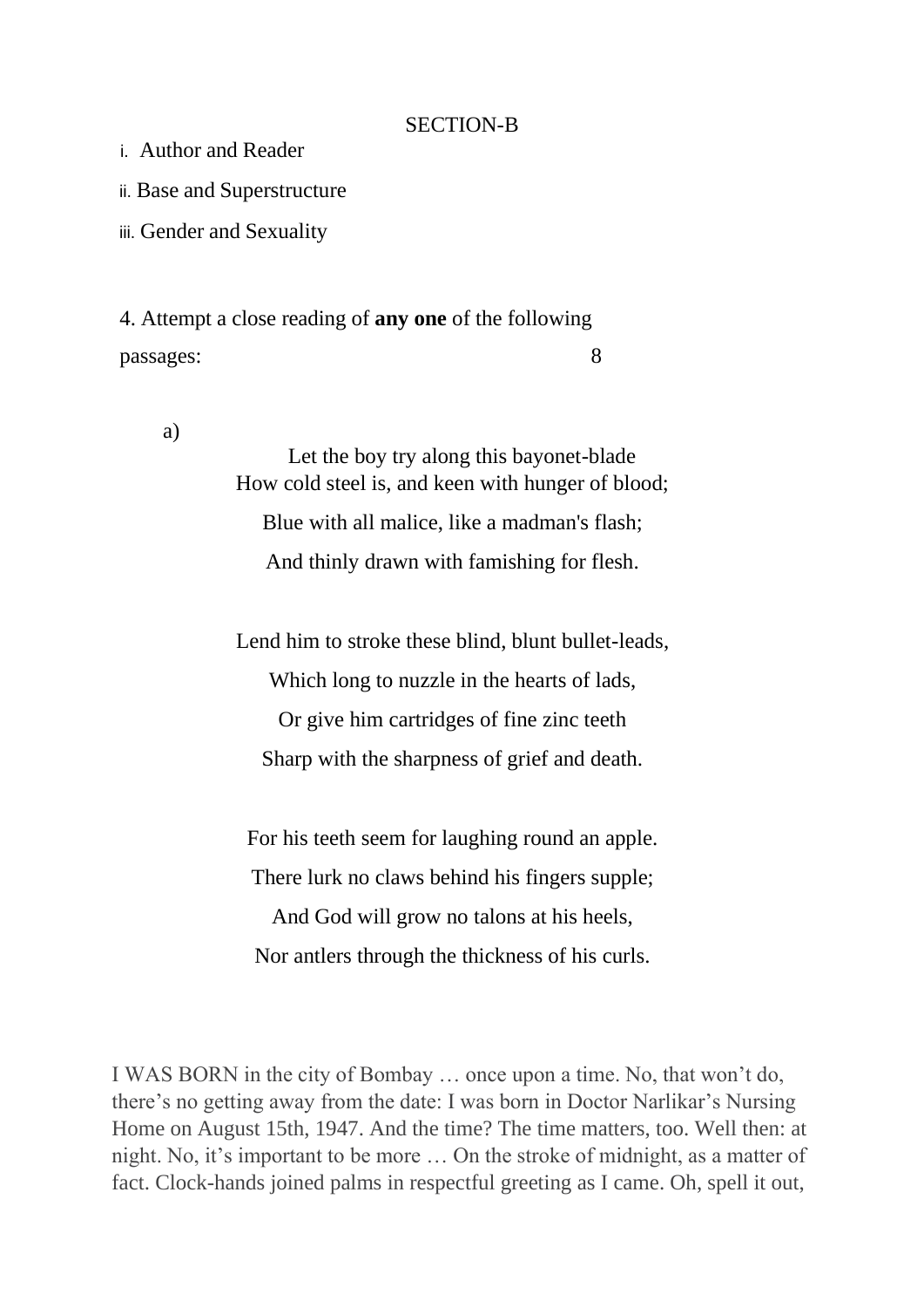SECTION-B

i. Author and Reader

ii. Base and Superstructure

iii. Gender and Sexuality

4. Attempt a close reading of **any one** of the following passages: 8

a)

Let the boy try along this bayonet-blade
How cold steel is, and keen with hunger of blood;
Blue with all malice, like a madman's flash;
And thinly drawn with famishing for flesh.

Lend him to stroke these blind, blunt bullet-leads,
Which long to nuzzle in the hearts of lads,
Or give him cartridges of fine zinc teeth
Sharp with the sharpness of grief and death.

For his teeth seem for laughing round an apple.
There lurk no claws behind his fingers supple;
And God will grow no talons at his heels,
Nor antlers through the thickness of his curls.

I WAS BORN in the city of Bombay … once upon a time. No, that won't do, there's no getting away from the date: I was born in Doctor Narlikar's Nursing Home on August 15th, 1947. And the time? The time matters, too. Well then: at night. No, it's important to be more … On the stroke of midnight, as a matter of fact. Clock-hands joined palms in respectful greeting as I came. Oh, spell it out,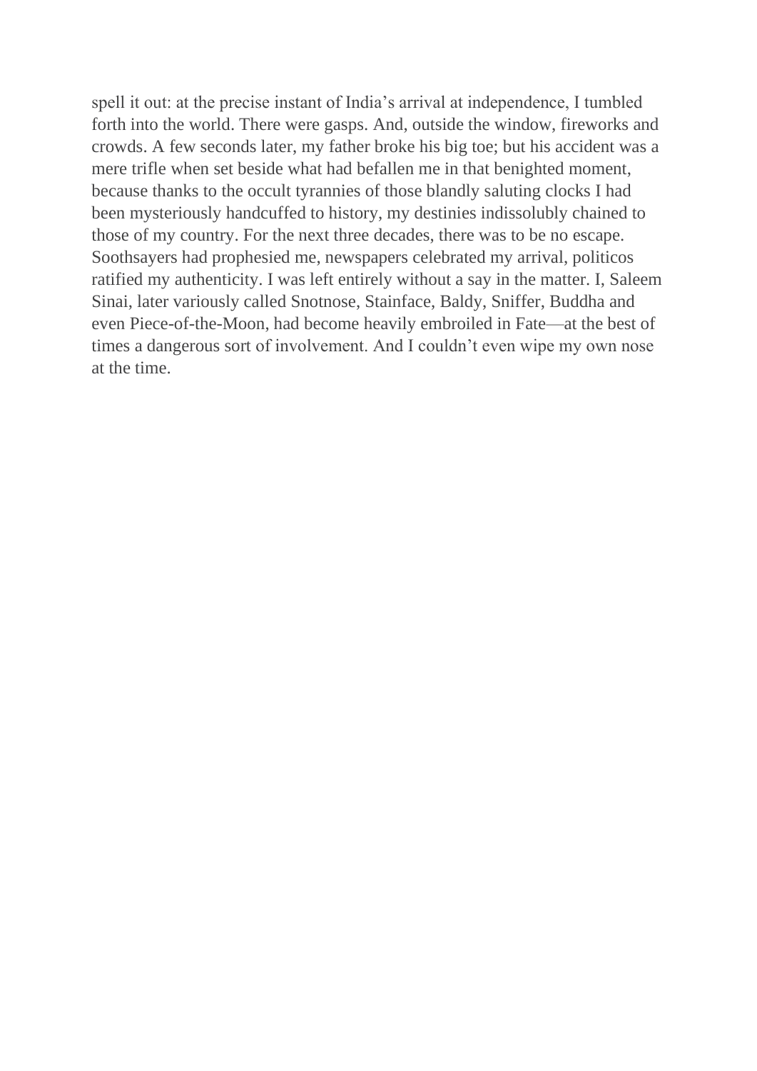spell it out: at the precise instant of India's arrival at independence, I tumbled forth into the world. There were gasps. And, outside the window, fireworks and crowds. A few seconds later, my father broke his big toe; but his accident was a mere trifle when set beside what had befallen me in that benighted moment, because thanks to the occult tyrannies of those blandly saluting clocks I had been mysteriously handcuffed to history, my destinies indissolubly chained to those of my country. For the next three decades, there was to be no escape. Soothsayers had prophesied me, newspapers celebrated my arrival, politicos ratified my authenticity. I was left entirely without a say in the matter. I, Saleem Sinai, later variously called Snotnose, Stainface, Baldy, Sniffer, Buddha and even Piece-of-the-Moon, had become heavily embroiled in Fate—at the best of times a dangerous sort of involvement. And I couldn't even wipe my own nose at the time.